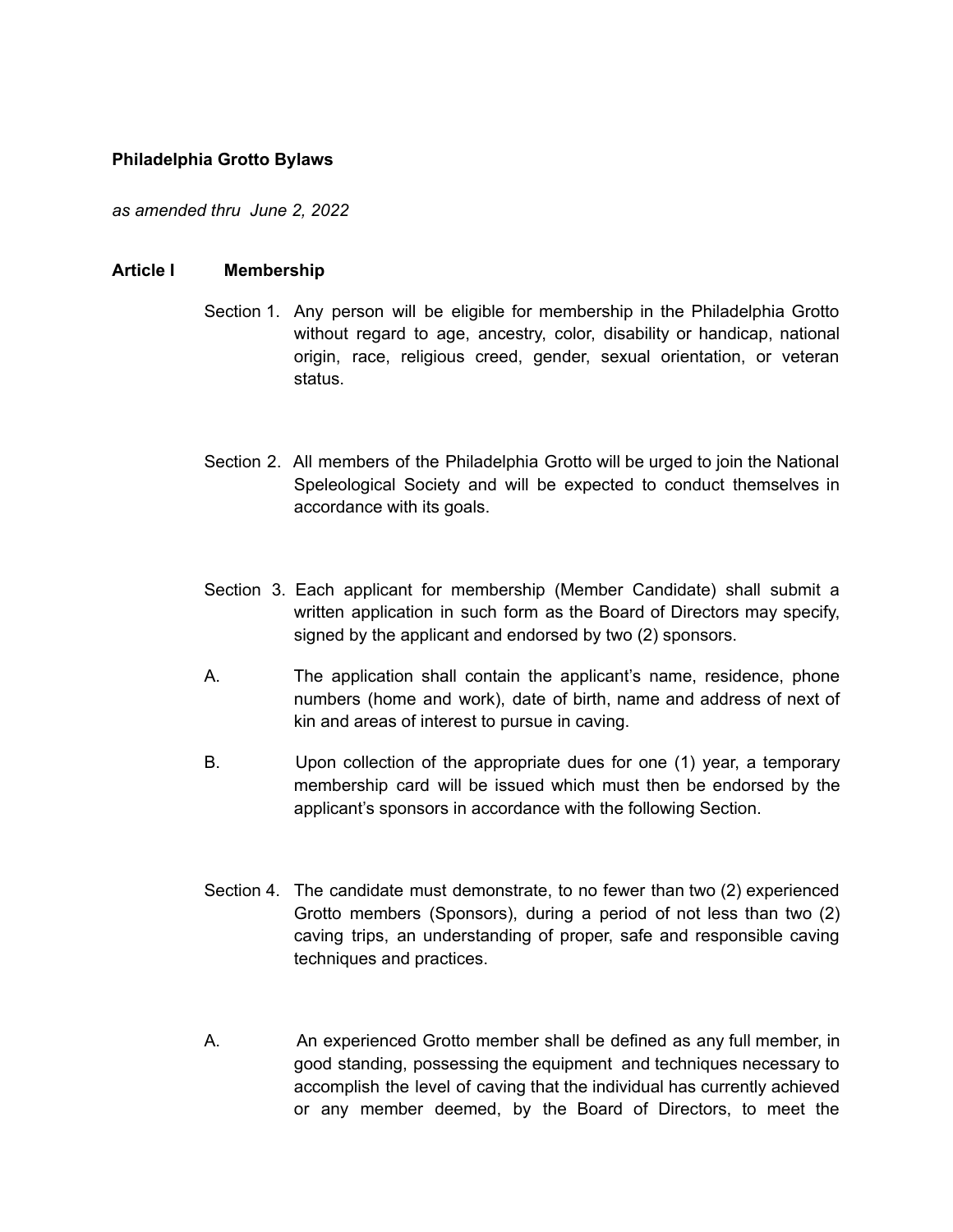**Philadelphia Grotto Bylaws**

*as amended thru June 2, 2022*

## Article I Membership

Section 1. Any person will be eligible for membership in the Philadelphia Grotto without regard to age, ancestry, color, disability or handicap, national origin, race, religious creed, gender, sexual orientation, or veteran status.

Section 2. All members of the Philadelphia Grotto will be urged to join the National Speleological Society and will be expected to conduct themselves in accordance with its goals.

Section 3. Each applicant for membership (Member Candidate) shall submit a written application in such form as the Board of Directors may specify, signed by the applicant and endorsed by two (2) sponsors.

A. The application shall contain the applicant's name, residence, phone numbers (home and work), date of birth, name and address of next of kin and areas of interest to pursue in caving.

B. Upon collection of the appropriate dues for one (1) year, a temporary membership card will be issued which must then be endorsed by the applicant's sponsors in accordance with the following Section.

Section 4. The candidate must demonstrate, to no fewer than two (2) experienced Grotto members (Sponsors), during a period of not less than two (2) caving trips, an understanding of proper, safe and responsible caving techniques and practices.

A. An experienced Grotto member shall be defined as any full member, in good standing, possessing the equipment and techniques necessary to accomplish the level of caving that the individual has currently achieved or any member deemed, by the Board of Directors, to meet the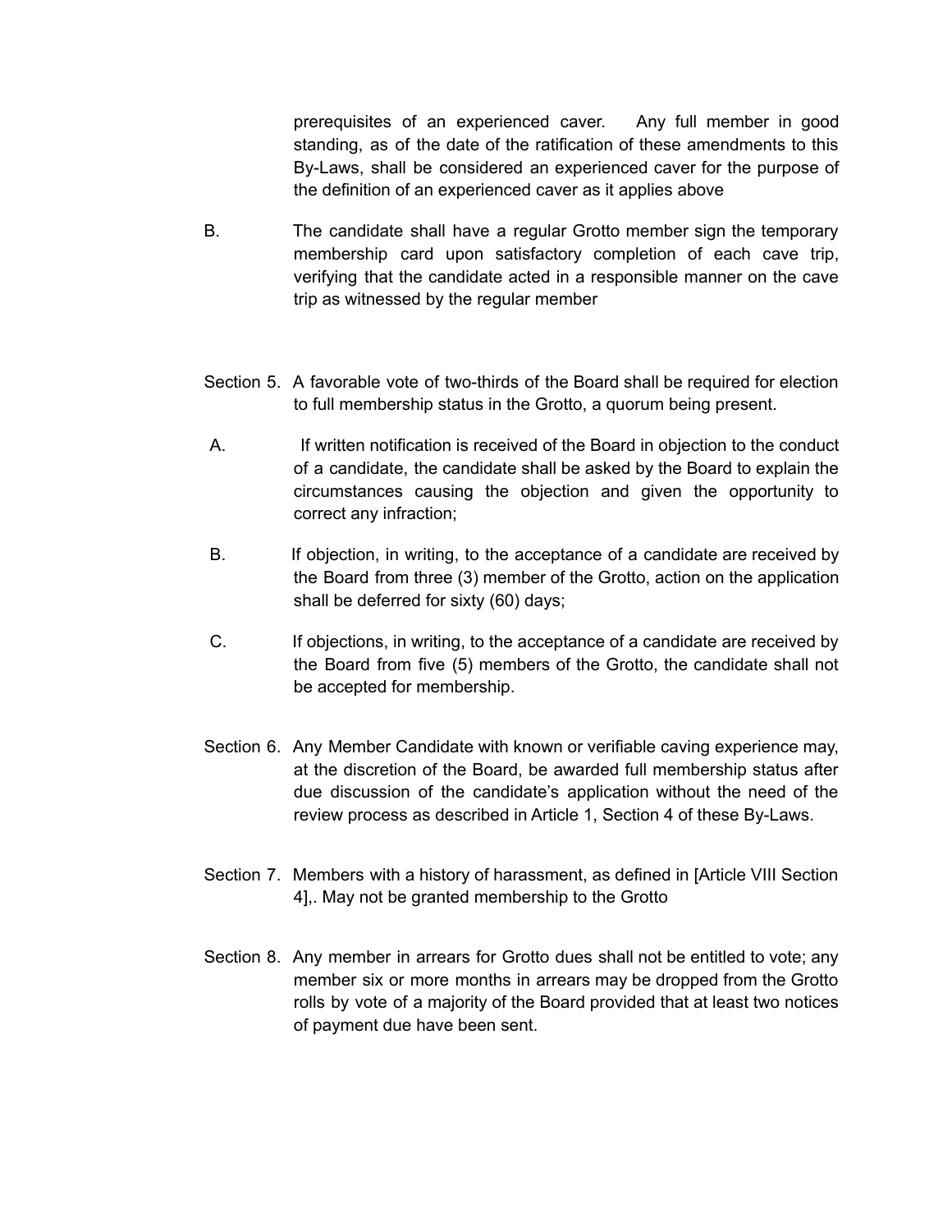prerequisites of an experienced caver. Any full member in good standing, as of the date of the ratification of these amendments to this By-Laws, shall be considered an experienced caver for the purpose of the definition of an experienced caver as it applies above

B. The candidate shall have a regular Grotto member sign the temporary membership card upon satisfactory completion of each cave trip, verifying that the candidate acted in a responsible manner on the cave trip as witnessed by the regular member

Section 5. A favorable vote of two-thirds of the Board shall be required for election to full membership status in the Grotto, a quorum being present.

A. If written notification is received of the Board in objection to the conduct of a candidate, the candidate shall be asked by the Board to explain the circumstances causing the objection and given the opportunity to correct any infraction;

B. If objection, in writing, to the acceptance of a candidate are received by the Board from three (3) member of the Grotto, action on the application shall be deferred for sixty (60) days;

C. If objections, in writing, to the acceptance of a candidate are received by the Board from five (5) members of the Grotto, the candidate shall not be accepted for membership.

Section 6. Any Member Candidate with known or verifiable caving experience may, at the discretion of the Board, be awarded full membership status after due discussion of the candidate's application without the need of the review process as described in Article 1, Section 4 of these By-Laws.

Section 7. Members with a history of harassment, as defined in [Article VIII Section 4],. May not be granted membership to the Grotto

Section 8. Any member in arrears for Grotto dues shall not be entitled to vote; any member six or more months in arrears may be dropped from the Grotto rolls by vote of a majority of the Board provided that at least two notices of payment due have been sent.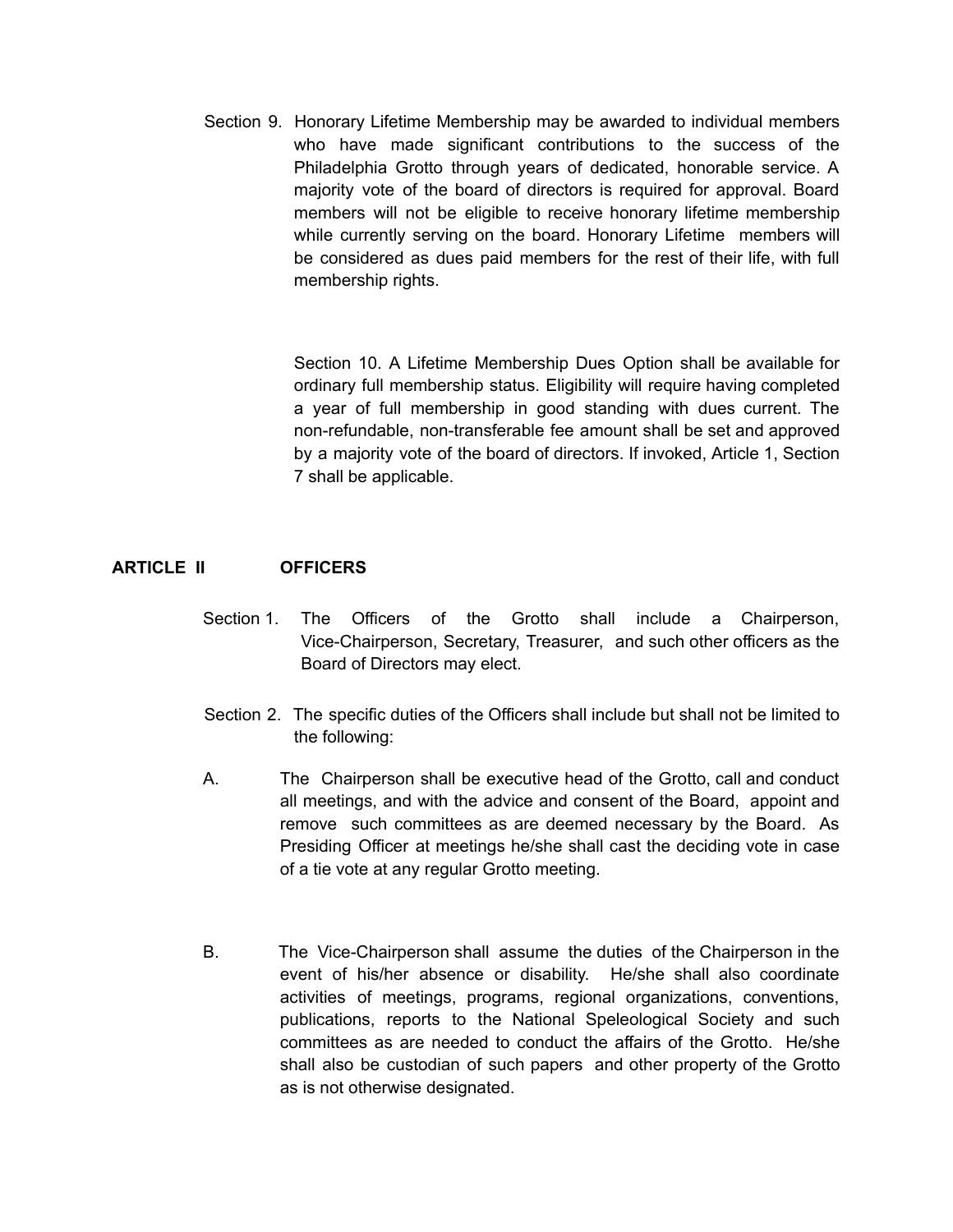Section 9. Honorary Lifetime Membership may be awarded to individual members who have made significant contributions to the success of the Philadelphia Grotto through years of dedicated, honorable service. A majority vote of the board of directors is required for approval. Board members will not be eligible to receive honorary lifetime membership while currently serving on the board. Honorary Lifetime members will be considered as dues paid members for the rest of their life, with full membership rights.

Section 10. A Lifetime Membership Dues Option shall be available for ordinary full membership status. Eligibility will require having completed a year of full membership in good standing with dues current. The non-refundable, non-transferable fee amount shall be set and approved by a majority vote of the board of directors. If invoked, Article 1, Section 7 shall be applicable.

## ARTICLE II OFFICERS

Section 1. The Officers of the Grotto shall include a Chairperson, Vice-Chairperson, Secretary, Treasurer, and such other officers as the Board of Directors may elect.

Section 2. The specific duties of the Officers shall include but shall not be limited to the following:

A. The Chairperson shall be executive head of the Grotto, call and conduct all meetings, and with the advice and consent of the Board, appoint and remove such committees as are deemed necessary by the Board. As Presiding Officer at meetings he/she shall cast the deciding vote in case of a tie vote at any regular Grotto meeting.

B. The Vice-Chairperson shall assume the duties of the Chairperson in the event of his/her absence or disability. He/she shall also coordinate activities of meetings, programs, regional organizations, conventions, publications, reports to the National Speleological Society and such committees as are needed to conduct the affairs of the Grotto. He/she shall also be custodian of such papers and other property of the Grotto as is not otherwise designated.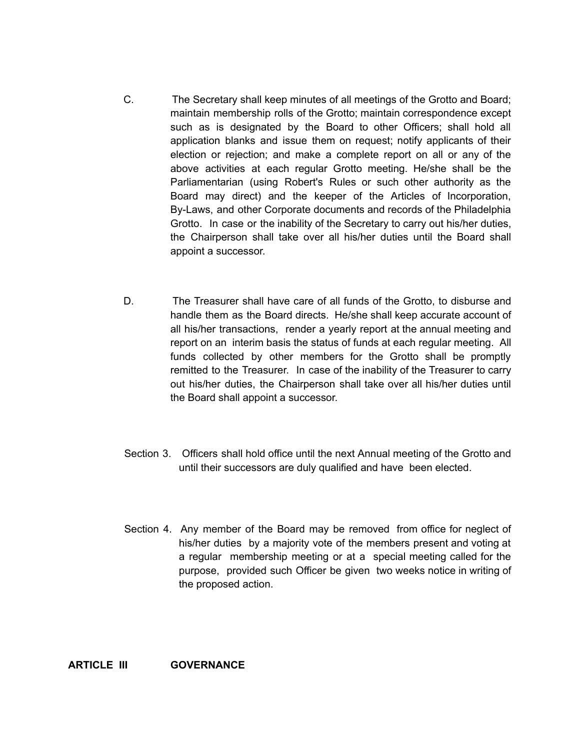C. The Secretary shall keep minutes of all meetings of the Grotto and Board; maintain membership rolls of the Grotto; maintain correspondence except such as is designated by the Board to other Officers; shall hold all application blanks and issue them on request; notify applicants of their election or rejection; and make a complete report on all or any of the above activities at each regular Grotto meeting. He/she shall be the Parliamentarian (using Robert's Rules or such other authority as the Board may direct) and the keeper of the Articles of Incorporation, By-Laws, and other Corporate documents and records of the Philadelphia Grotto. In case or the inability of the Secretary to carry out his/her duties, the Chairperson shall take over all his/her duties until the Board shall appoint a successor.

D. The Treasurer shall have care of all funds of the Grotto, to disburse and handle them as the Board directs. He/she shall keep accurate account of all his/her transactions, render a yearly report at the annual meeting and report on an interim basis the status of funds at each regular meeting. All funds collected by other members for the Grotto shall be promptly remitted to the Treasurer. In case of the inability of the Treasurer to carry out his/her duties, the Chairperson shall take over all his/her duties until the Board shall appoint a successor.

Section 3. Officers shall hold office until the next Annual meeting of the Grotto and until their successors are duly qualified and have been elected.

Section 4. Any member of the Board may be removed from office for neglect of his/her duties by a majority vote of the members present and voting at a regular membership meeting or at a special meeting called for the purpose, provided such Officer be given two weeks notice in writing of the proposed action.

## ARTICLE III GOVERNANCE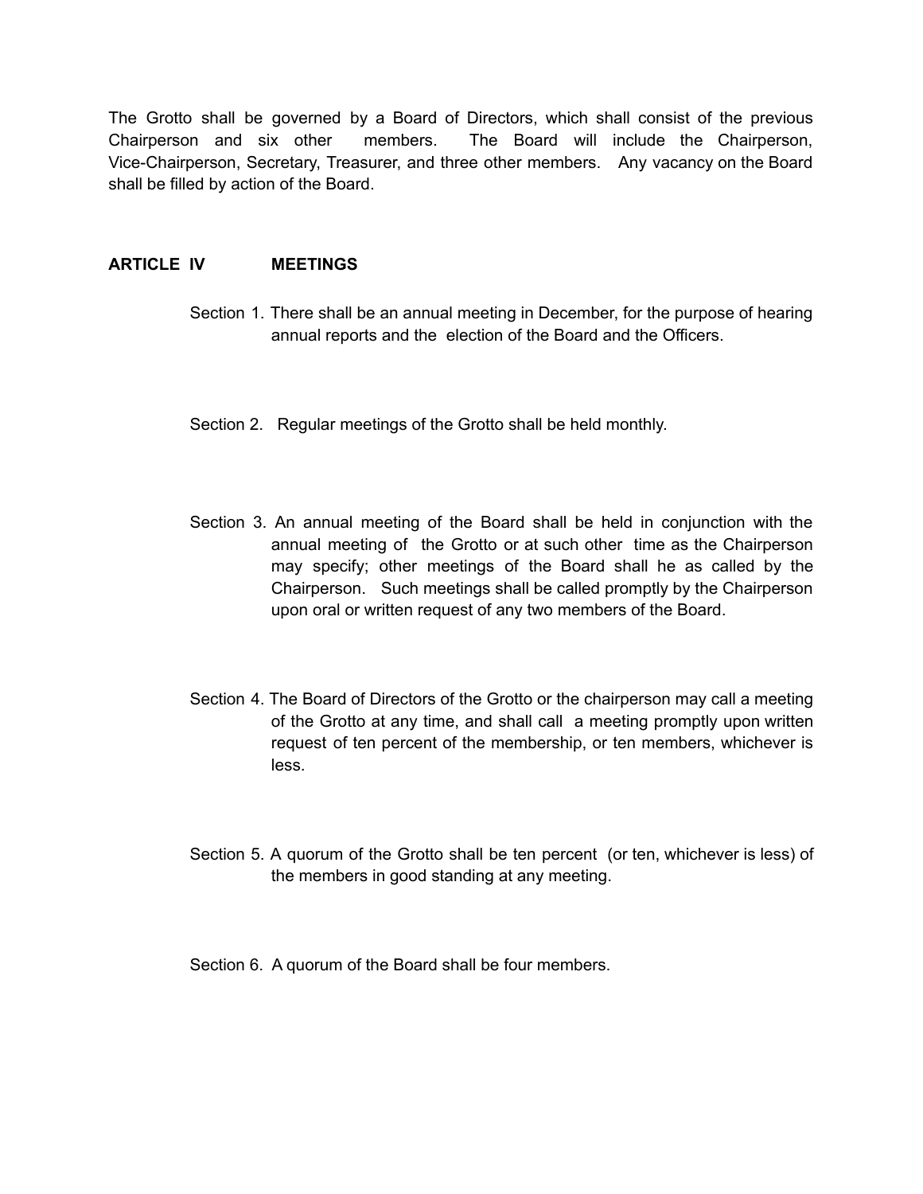The Grotto shall be governed by a Board of Directors, which shall consist of the previous Chairperson and six other members. The Board will include the Chairperson, Vice-Chairperson, Secretary, Treasurer, and three other members. Any vacancy on the Board shall be filled by action of the Board.

## ARTICLE IV MEETINGS

Section 1. There shall be an annual meeting in December, for the purpose of hearing annual reports and the election of the Board and the Officers.

Section 2. Regular meetings of the Grotto shall be held monthly.

Section 3. An annual meeting of the Board shall be held in conjunction with the annual meeting of the Grotto or at such other time as the Chairperson may specify; other meetings of the Board shall he as called by the Chairperson. Such meetings shall be called promptly by the Chairperson upon oral or written request of any two members of the Board.

Section 4. The Board of Directors of the Grotto or the chairperson may call a meeting of the Grotto at any time, and shall call a meeting promptly upon written request of ten percent of the membership, or ten members, whichever is less.

Section 5. A quorum of the Grotto shall be ten percent (or ten, whichever is less) of the members in good standing at any meeting.

Section 6. A quorum of the Board shall be four members.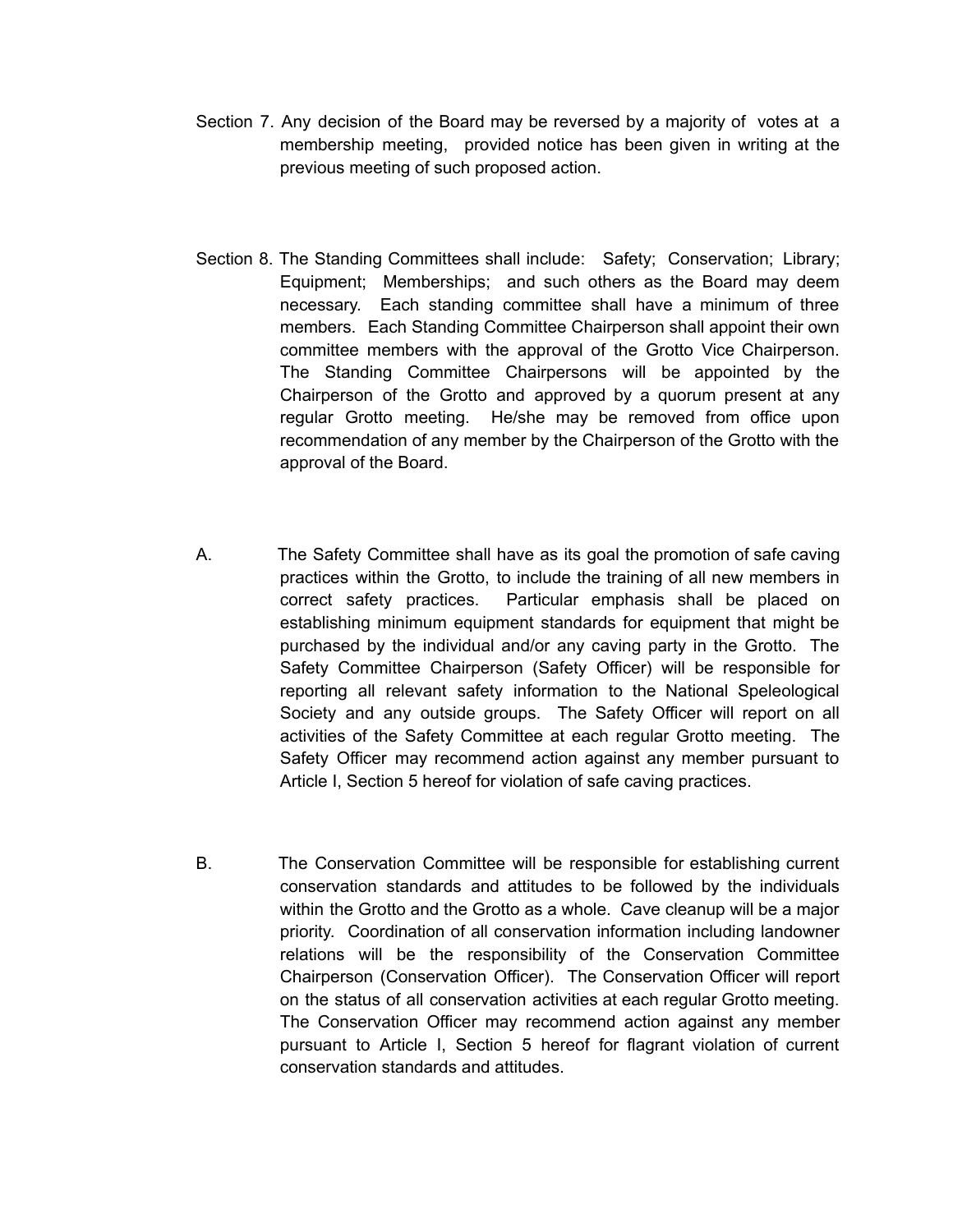Section 7. Any decision of the Board may be reversed by a majority of votes at a membership meeting, provided notice has been given in writing at the previous meeting of such proposed action.

Section 8. The Standing Committees shall include: Safety; Conservation; Library; Equipment; Memberships; and such others as the Board may deem necessary. Each standing committee shall have a minimum of three members. Each Standing Committee Chairperson shall appoint their own committee members with the approval of the Grotto Vice Chairperson. The Standing Committee Chairpersons will be appointed by the Chairperson of the Grotto and approved by a quorum present at any regular Grotto meeting. He/she may be removed from office upon recommendation of any member by the Chairperson of the Grotto with the approval of the Board.

A. The Safety Committee shall have as its goal the promotion of safe caving practices within the Grotto, to include the training of all new members in correct safety practices. Particular emphasis shall be placed on establishing minimum equipment standards for equipment that might be purchased by the individual and/or any caving party in the Grotto. The Safety Committee Chairperson (Safety Officer) will be responsible for reporting all relevant safety information to the National Speleological Society and any outside groups. The Safety Officer will report on all activities of the Safety Committee at each regular Grotto meeting. The Safety Officer may recommend action against any member pursuant to Article I, Section 5 hereof for violation of safe caving practices.

B. The Conservation Committee will be responsible for establishing current conservation standards and attitudes to be followed by the individuals within the Grotto and the Grotto as a whole. Cave cleanup will be a major priority. Coordination of all conservation information including landowner relations will be the responsibility of the Conservation Committee Chairperson (Conservation Officer). The Conservation Officer will report on the status of all conservation activities at each regular Grotto meeting. The Conservation Officer may recommend action against any member pursuant to Article I, Section 5 hereof for flagrant violation of current conservation standards and attitudes.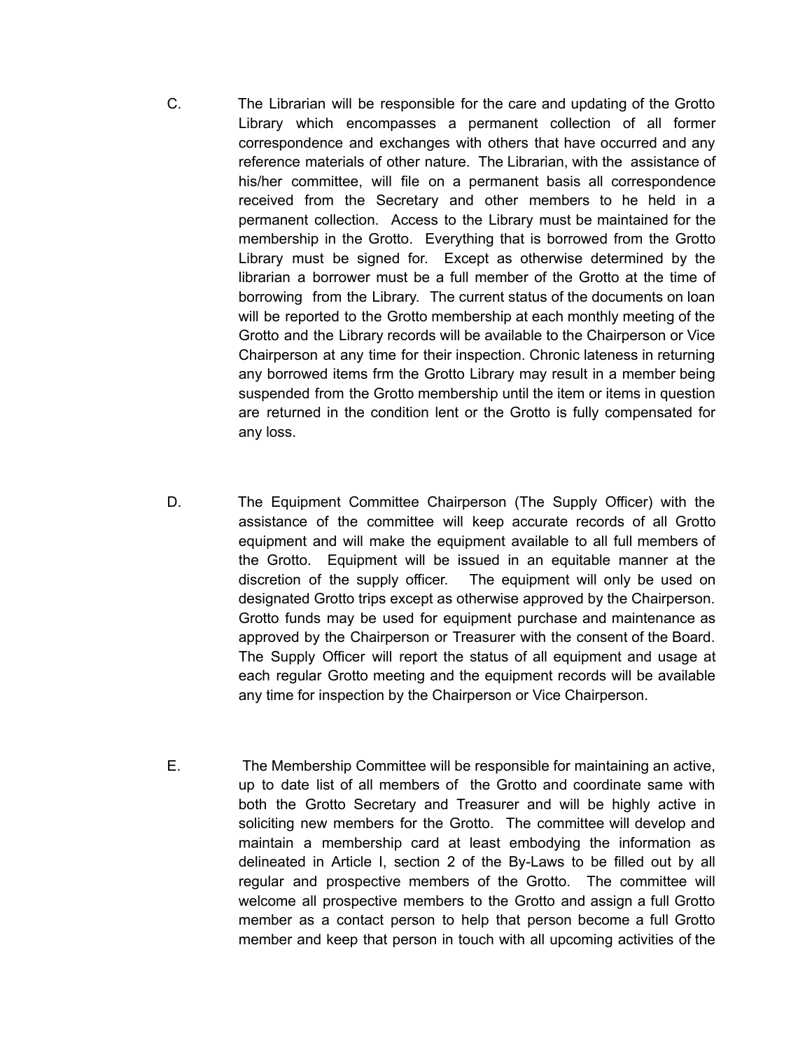C. The Librarian will be responsible for the care and updating of the Grotto Library which encompasses a permanent collection of all former correspondence and exchanges with others that have occurred and any reference materials of other nature. The Librarian, with the assistance of his/her committee, will file on a permanent basis all correspondence received from the Secretary and other members to he held in a permanent collection. Access to the Library must be maintained for the membership in the Grotto. Everything that is borrowed from the Grotto Library must be signed for. Except as otherwise determined by the librarian a borrower must be a full member of the Grotto at the time of borrowing from the Library. The current status of the documents on loan will be reported to the Grotto membership at each monthly meeting of the Grotto and the Library records will be available to the Chairperson or Vice Chairperson at any time for their inspection. Chronic lateness in returning any borrowed items frm the Grotto Library may result in a member being suspended from the Grotto membership until the item or items in question are returned in the condition lent or the Grotto is fully compensated for any loss.

D. The Equipment Committee Chairperson (The Supply Officer) with the assistance of the committee will keep accurate records of all Grotto equipment and will make the equipment available to all full members of the Grotto. Equipment will be issued in an equitable manner at the discretion of the supply officer. The equipment will only be used on designated Grotto trips except as otherwise approved by the Chairperson. Grotto funds may be used for equipment purchase and maintenance as approved by the Chairperson or Treasurer with the consent of the Board. The Supply Officer will report the status of all equipment and usage at each regular Grotto meeting and the equipment records will be available any time for inspection by the Chairperson or Vice Chairperson.

E. The Membership Committee will be responsible for maintaining an active, up to date list of all members of the Grotto and coordinate same with both the Grotto Secretary and Treasurer and will be highly active in soliciting new members for the Grotto. The committee will develop and maintain a membership card at least embodying the information as delineated in Article I, section 2 of the By-Laws to be filled out by all regular and prospective members of the Grotto. The committee will welcome all prospective members to the Grotto and assign a full Grotto member as a contact person to help that person become a full Grotto member and keep that person in touch with all upcoming activities of the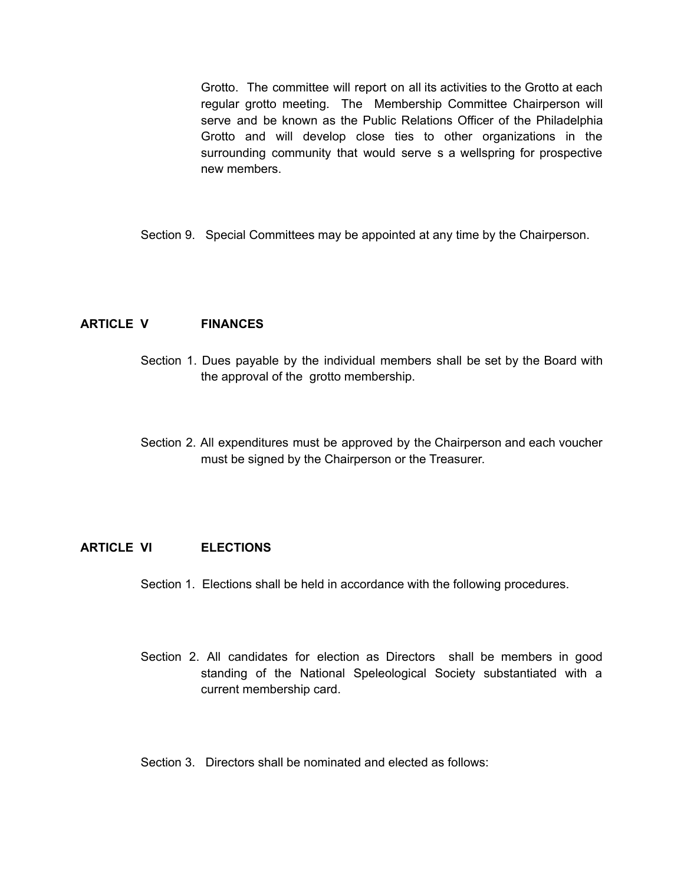Grotto. The committee will report on all its activities to the Grotto at each regular grotto meeting. The Membership Committee Chairperson will serve and be known as the Public Relations Officer of the Philadelphia Grotto and will develop close ties to other organizations in the surrounding community that would serve s a wellspring for prospective new members.

Section 9. Special Committees may be appointed at any time by the Chairperson.

## ARTICLE V FINANCES

Section 1. Dues payable by the individual members shall be set by the Board with the approval of the grotto membership.

Section 2. All expenditures must be approved by the Chairperson and each voucher must be signed by the Chairperson or the Treasurer.

## ARTICLE VI ELECTIONS

Section 1. Elections shall be held in accordance with the following procedures.

Section 2. All candidates for election as Directors shall be members in good standing of the National Speleological Society substantiated with a current membership card.

Section 3. Directors shall be nominated and elected as follows: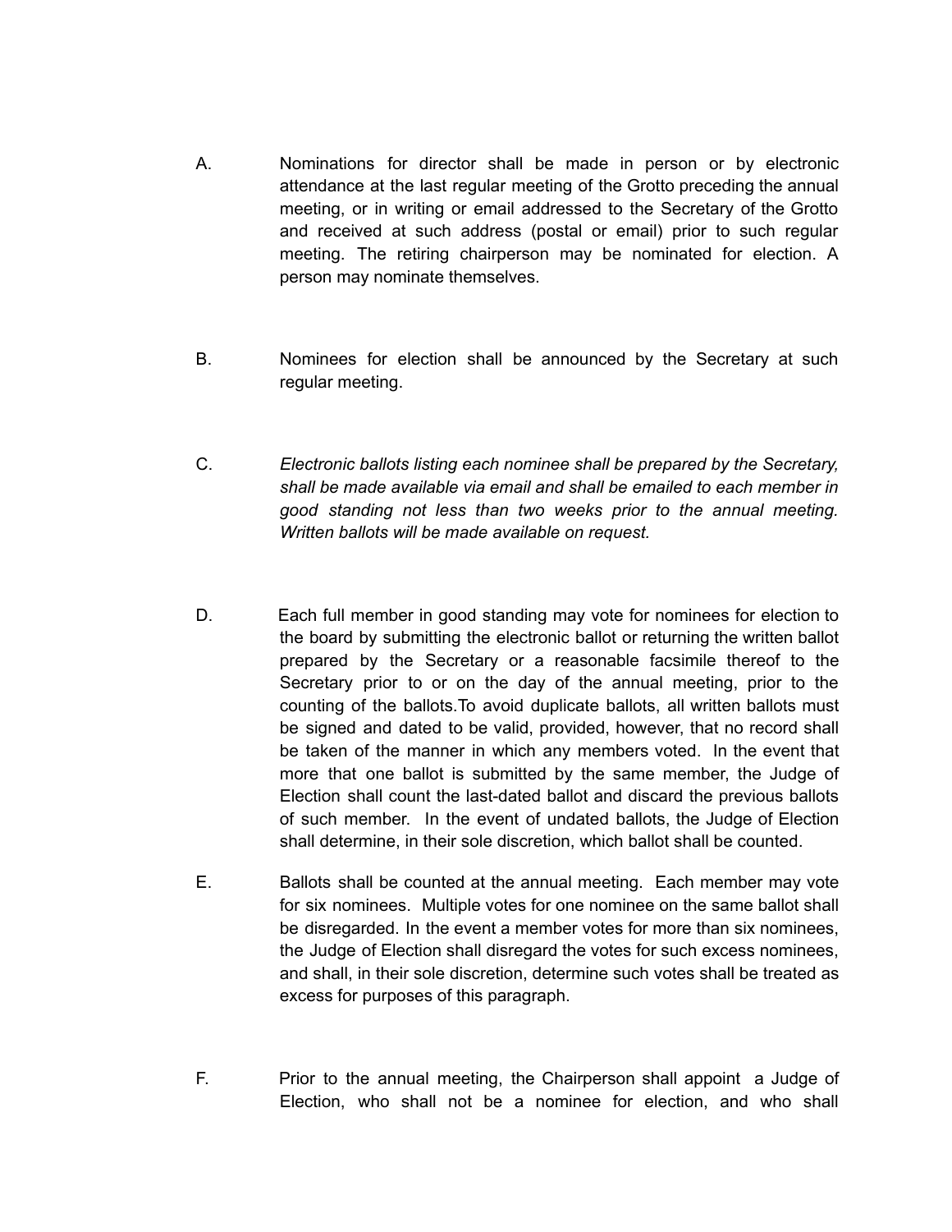A. Nominations for director shall be made in person or by electronic attendance at the last regular meeting of the Grotto preceding the annual meeting, or in writing or email addressed to the Secretary of the Grotto and received at such address (postal or email) prior to such regular meeting. The retiring chairperson may be nominated for election. A person may nominate themselves.

B. Nominees for election shall be announced by the Secretary at such regular meeting.

C. *Electronic ballots listing each nominee shall be prepared by the Secretary, shall be made available via email and shall be emailed to each member in good standing not less than two weeks prior to the annual meeting. Written ballots will be made available on request.*

D. Each full member in good standing may vote for nominees for election to the board by submitting the electronic ballot or returning the written ballot prepared by the Secretary or a reasonable facsimile thereof to the Secretary prior to or on the day of the annual meeting, prior to the counting of the ballots.To avoid duplicate ballots, all written ballots must be signed and dated to be valid, provided, however, that no record shall be taken of the manner in which any members voted. In the event that more that one ballot is submitted by the same member, the Judge of Election shall count the last-dated ballot and discard the previous ballots of such member. In the event of undated ballots, the Judge of Election shall determine, in their sole discretion, which ballot shall be counted.

E. Ballots shall be counted at the annual meeting. Each member may vote for six nominees. Multiple votes for one nominee on the same ballot shall be disregarded. In the event a member votes for more than six nominees, the Judge of Election shall disregard the votes for such excess nominees, and shall, in their sole discretion, determine such votes shall be treated as excess for purposes of this paragraph.

F. Prior to the annual meeting, the Chairperson shall appoint a Judge of Election, who shall not be a nominee for election, and who shall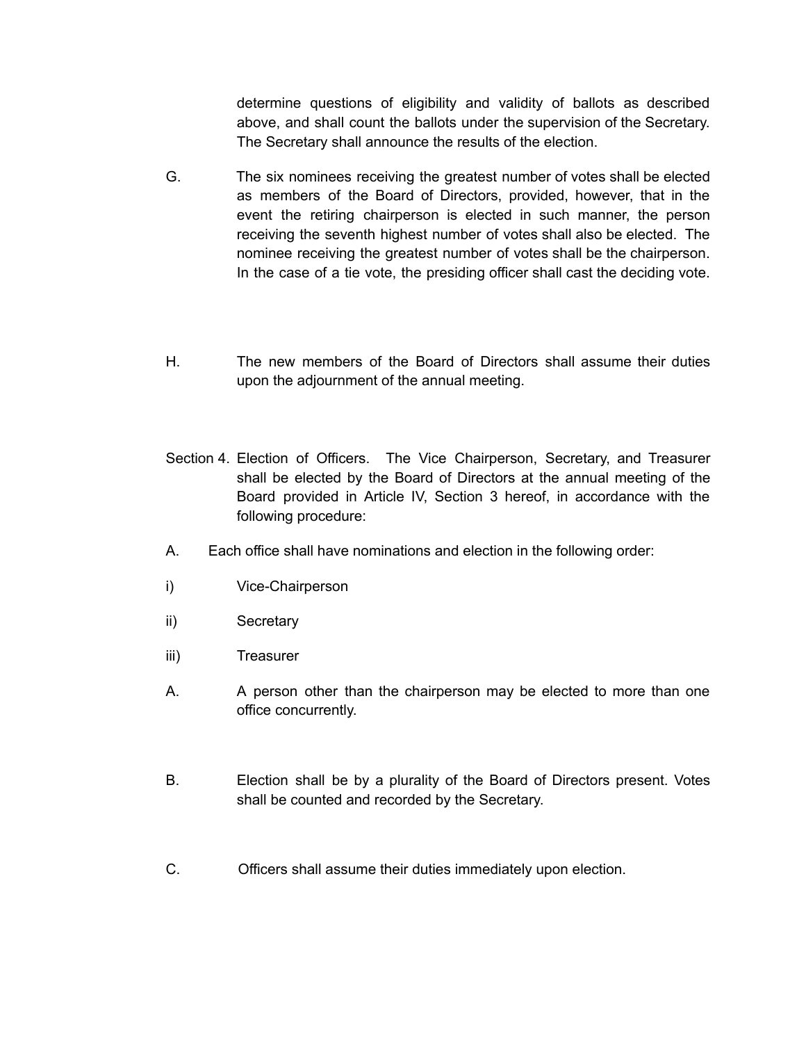determine questions of eligibility and validity of ballots as described above, and shall count the ballots under the supervision of the Secretary. The Secretary shall announce the results of the election.

G. The six nominees receiving the greatest number of votes shall be elected as members of the Board of Directors, provided, however, that in the event the retiring chairperson is elected in such manner, the person receiving the seventh highest number of votes shall also be elected. The nominee receiving the greatest number of votes shall be the chairperson. In the case of a tie vote, the presiding officer shall cast the deciding vote.

H. The new members of the Board of Directors shall assume their duties upon the adjournment of the annual meeting.

Section 4. Election of Officers. The Vice Chairperson, Secretary, and Treasurer shall be elected by the Board of Directors at the annual meeting of the Board provided in Article IV, Section 3 hereof, in accordance with the following procedure:

A. Each office shall have nominations and election in the following order:

i) Vice-Chairperson

ii) Secretary

iii) Treasurer

A. A person other than the chairperson may be elected to more than one office concurrently.

B. Election shall be by a plurality of the Board of Directors present. Votes shall be counted and recorded by the Secretary.

C. Officers shall assume their duties immediately upon election.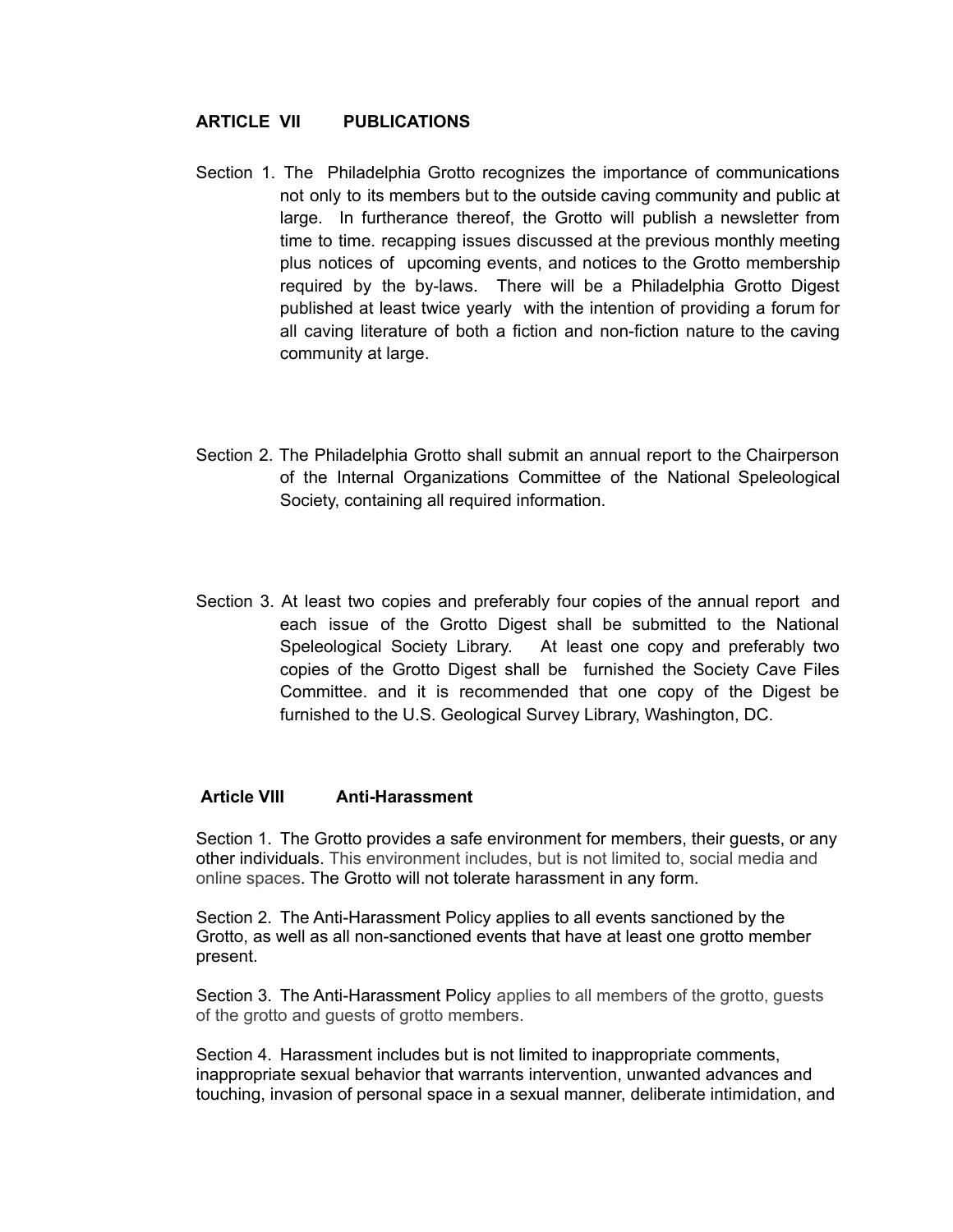## ARTICLE VII PUBLICATIONS

Section 1. The Philadelphia Grotto recognizes the importance of communications not only to its members but to the outside caving community and public at large. In furtherance thereof, the Grotto will publish a newsletter from time to time. recapping issues discussed at the previous monthly meeting plus notices of upcoming events, and notices to the Grotto membership required by the by-laws. There will be a Philadelphia Grotto Digest published at least twice yearly with the intention of providing a forum for all caving literature of both a fiction and non-fiction nature to the caving community at large.

Section 2. The Philadelphia Grotto shall submit an annual report to the Chairperson of the Internal Organizations Committee of the National Speleological Society, containing all required information.

Section 3. At least two copies and preferably four copies of the annual report and each issue of the Grotto Digest shall be submitted to the National Speleological Society Library. At least one copy and preferably two copies of the Grotto Digest shall be furnished the Society Cave Files Committee. and it is recommended that one copy of the Digest be furnished to the U.S. Geological Survey Library, Washington, DC.

## Article VIII Anti-Harassment

Section 1. The Grotto provides a safe environment for members, their guests, or any other individuals. This environment includes, but is not limited to, social media and online spaces. The Grotto will not tolerate harassment in any form.

Section 2. The Anti-Harassment Policy applies to all events sanctioned by the Grotto, as well as all non-sanctioned events that have at least one grotto member present.

Section 3. The Anti-Harassment Policy applies to all members of the grotto, guests of the grotto and guests of grotto members.

Section 4. Harassment includes but is not limited to inappropriate comments, inappropriate sexual behavior that warrants intervention, unwanted advances and touching, invasion of personal space in a sexual manner, deliberate intimidation, and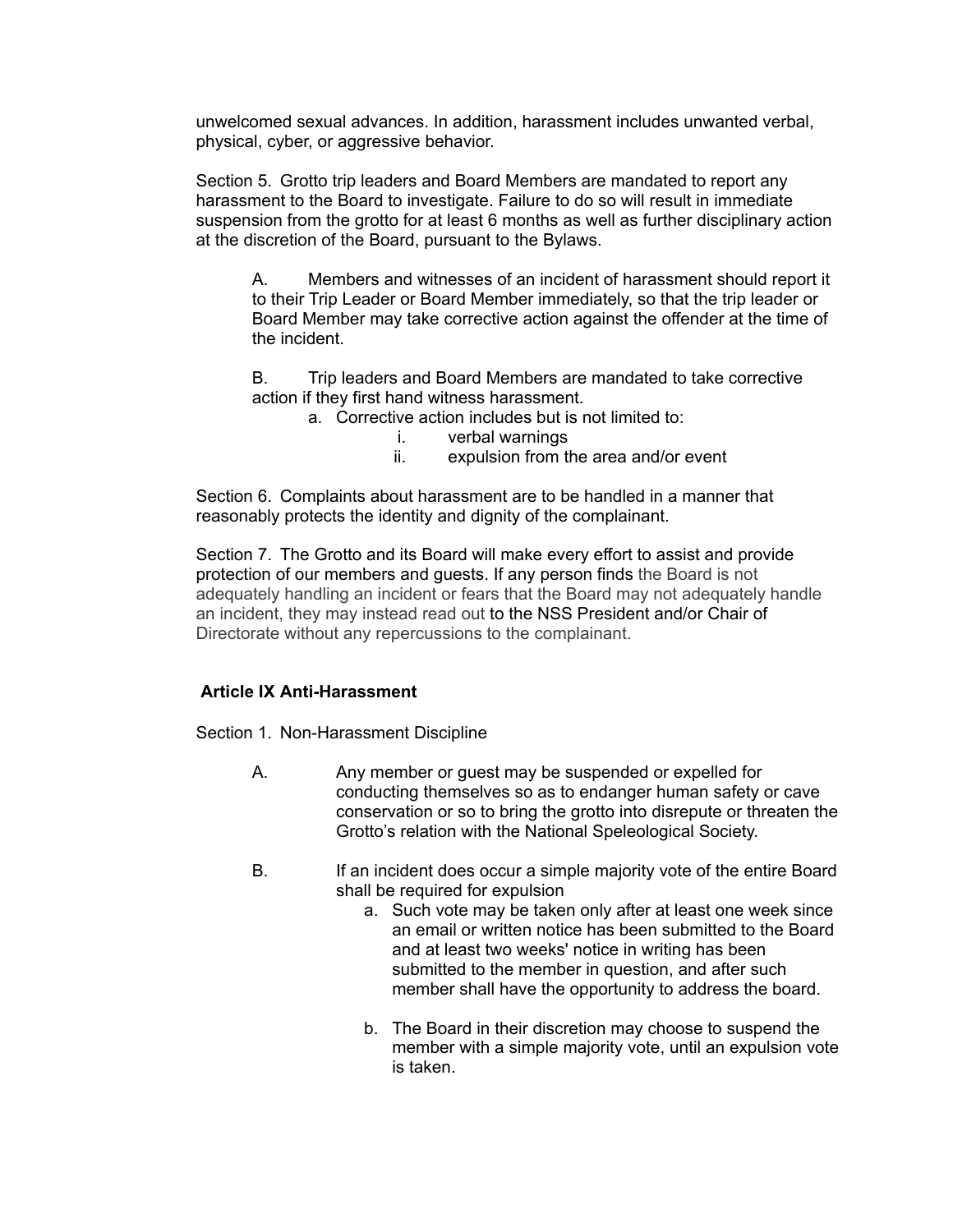unwelcomed sexual advances. In addition, harassment includes unwanted verbal, physical, cyber, or aggressive behavior.

Section 5. Grotto trip leaders and Board Members are mandated to report any harassment to the Board to investigate. Failure to do so will result in immediate suspension from the grotto for at least 6 months as well as further disciplinary action at the discretion of the Board, pursuant to the Bylaws.

> A. Members and witnesses of an incident of harassment should report it to their Trip Leader or Board Member immediately, so that the trip leader or Board Member may take corrective action against the offender at the time of the incident.
>
> B. Trip leaders and Board Members are mandated to take corrective action if they first hand witness harassment.
>
> a. Corrective action includes but is not limited to:
>
> i. verbal warnings
>
> ii. expulsion from the area and/or event

Section 6. Complaints about harassment are to be handled in a manner that reasonably protects the identity and dignity of the complainant.

Section 7. The Grotto and its Board will make every effort to assist and provide protection of our members and guests. If any person finds the Board is not adequately handling an incident or fears that the Board may not adequately handle an incident, they may instead read out to the NSS President and/or Chair of Directorate without any repercussions to the complainant.

## Article IX Anti-Harassment

Section 1. Non-Harassment Discipline

> A. Any member or guest may be suspended or expelled for conducting themselves so as to endanger human safety or cave conservation or so to bring the grotto into disrepute or threaten the Grotto's relation with the National Speleological Society.
>
> B. If an incident does occur a simple majority vote of the entire Board shall be required for expulsion
>
> a. Such vote may be taken only after at least one week since an email or written notice has been submitted to the Board and at least two weeks' notice in writing has been submitted to the member in question, and after such member shall have the opportunity to address the board.
>
> b. The Board in their discretion may choose to suspend the member with a simple majority vote, until an expulsion vote is taken.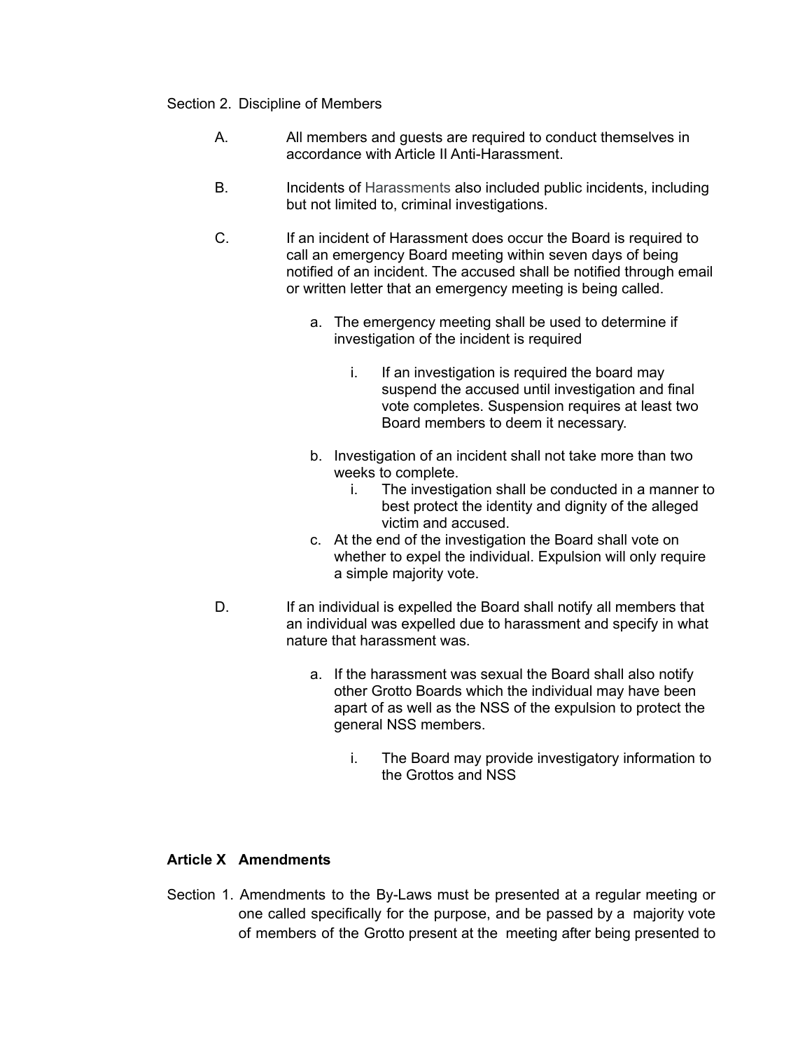Section 2. Discipline of Members

A. All members and guests are required to conduct themselves in accordance with Article II Anti-Harassment.

B. Incidents of Harassments also included public incidents, including but not limited to, criminal investigations.

C. If an incident of Harassment does occur the Board is required to call an emergency Board meeting within seven days of being notified of an incident. The accused shall be notified through email or written letter that an emergency meeting is being called.

   a. The emergency meeting shall be used to determine if investigation of the incident is required

      i. If an investigation is required the board may suspend the accused until investigation and final vote completes. Suspension requires at least two Board members to deem it necessary.

   b. Investigation of an incident shall not take more than two weeks to complete.

      i. The investigation shall be conducted in a manner to best protect the identity and dignity of the alleged victim and accused.

   c. At the end of the investigation the Board shall vote on whether to expel the individual. Expulsion will only require a simple majority vote.

D. If an individual is expelled the Board shall notify all members that an individual was expelled due to harassment and specify in what nature that harassment was.

   a. If the harassment was sexual the Board shall also notify other Grotto Boards which the individual may have been apart of as well as the NSS of the expulsion to protect the general NSS members.

      i. The Board may provide investigatory information to the Grottos and NSS

## Article X Amendments

Section 1. Amendments to the By-Laws must be presented at a regular meeting or one called specifically for the purpose, and be passed by a majority vote of members of the Grotto present at the meeting after being presented to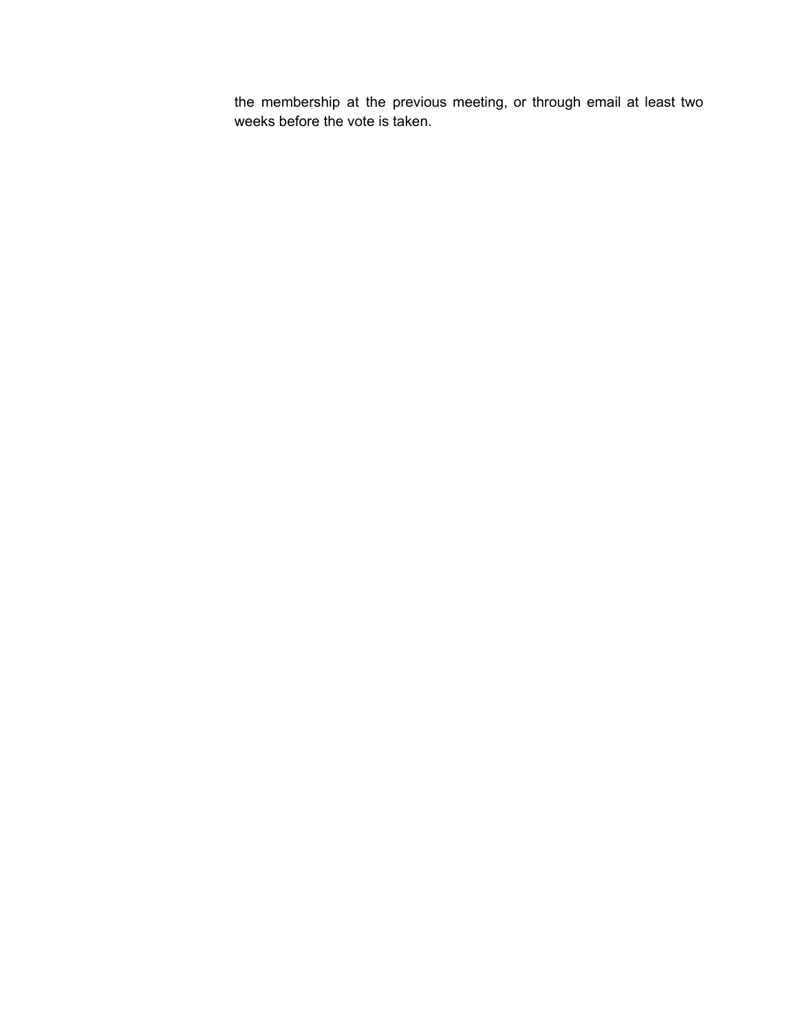the membership at the previous meeting, or through email at least two weeks before the vote is taken.